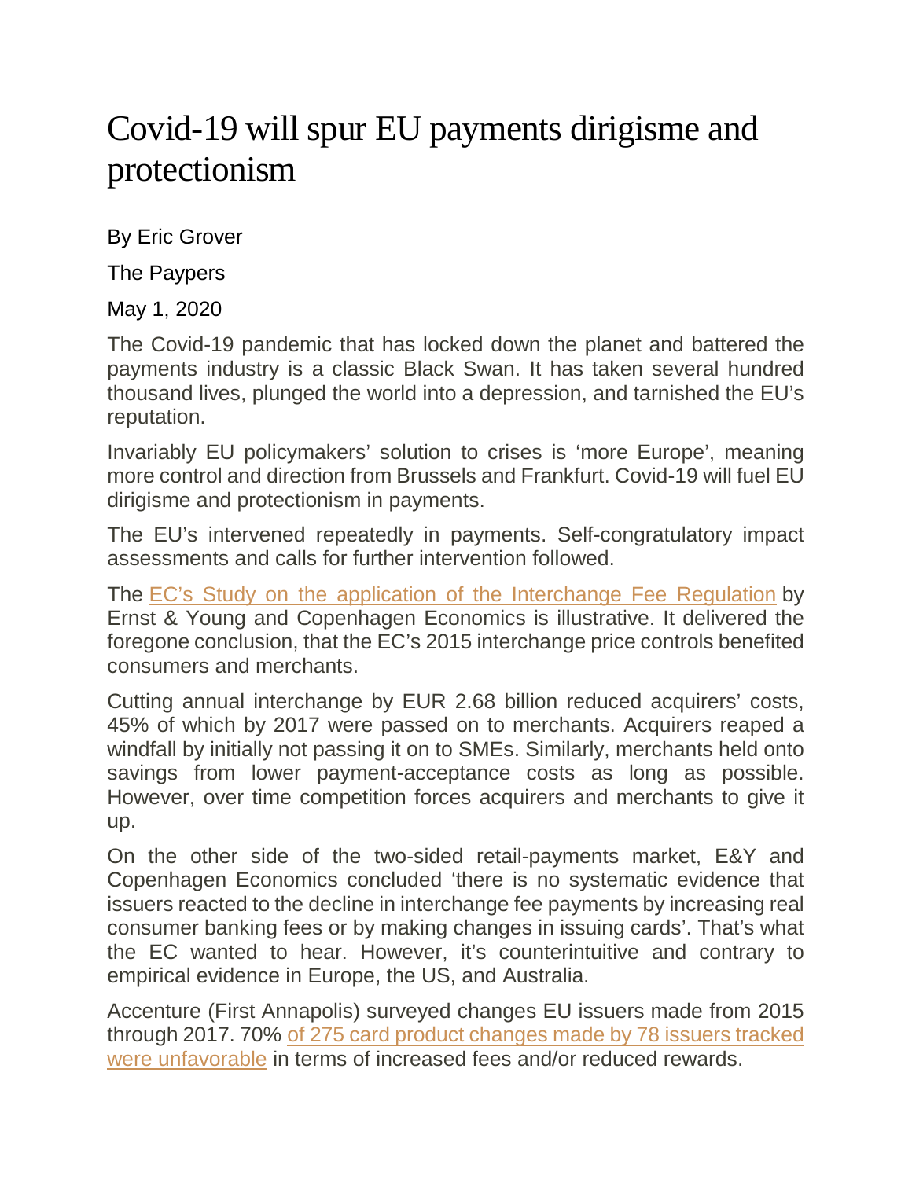# Covid-19 will spur EU payments dirigisme and protectionism

By Eric Grover

The Paypers

May 1, 2020

The Covid-19 pandemic that has locked down the planet and battered the payments industry is a classic Black Swan. It has taken several hundred thousand lives, plunged the world into a depression, and tarnished the EU's reputation.

Invariably EU policymakers' solution to crises is 'more Europe', meaning more control and direction from Brussels and Frankfurt. Covid-19 will fuel EU dirigisme and protectionism in payments.

The EU's intervened repeatedly in payments. Self-congratulatory impact assessments and calls for further intervention followed.

The EC's Study on the application of the Interchange Fee Regulation by Ernst & Young and Copenhagen Economics is illustrative. It delivered the foregone conclusion, that the EC's 2015 interchange price controls benefited consumers and merchants.

Cutting annual interchange by EUR 2.68 billion reduced acquirers' costs, 45% of which by 2017 were passed on to merchants. Acquirers reaped a windfall by initially not passing it on to SMEs. Similarly, merchants held onto savings from lower payment-acceptance costs as long as possible. However, over time competition forces acquirers and merchants to give it up.

On the other side of the two-sided retail-payments market, E&Y and Copenhagen Economics concluded 'there is no systematic evidence that issuers reacted to the decline in interchange fee payments by increasing real consumer banking fees or by making changes in issuing cards'. That's what the EC wanted to hear. However, it's counterintuitive and contrary to empirical evidence in Europe, the US, and Australia.

Accenture (First Annapolis) surveyed changes EU issuers made from 2015 through 2017. 70% of 275 card product changes made by 78 issuers tracked were unfavorable in terms of increased fees and/or reduced rewards.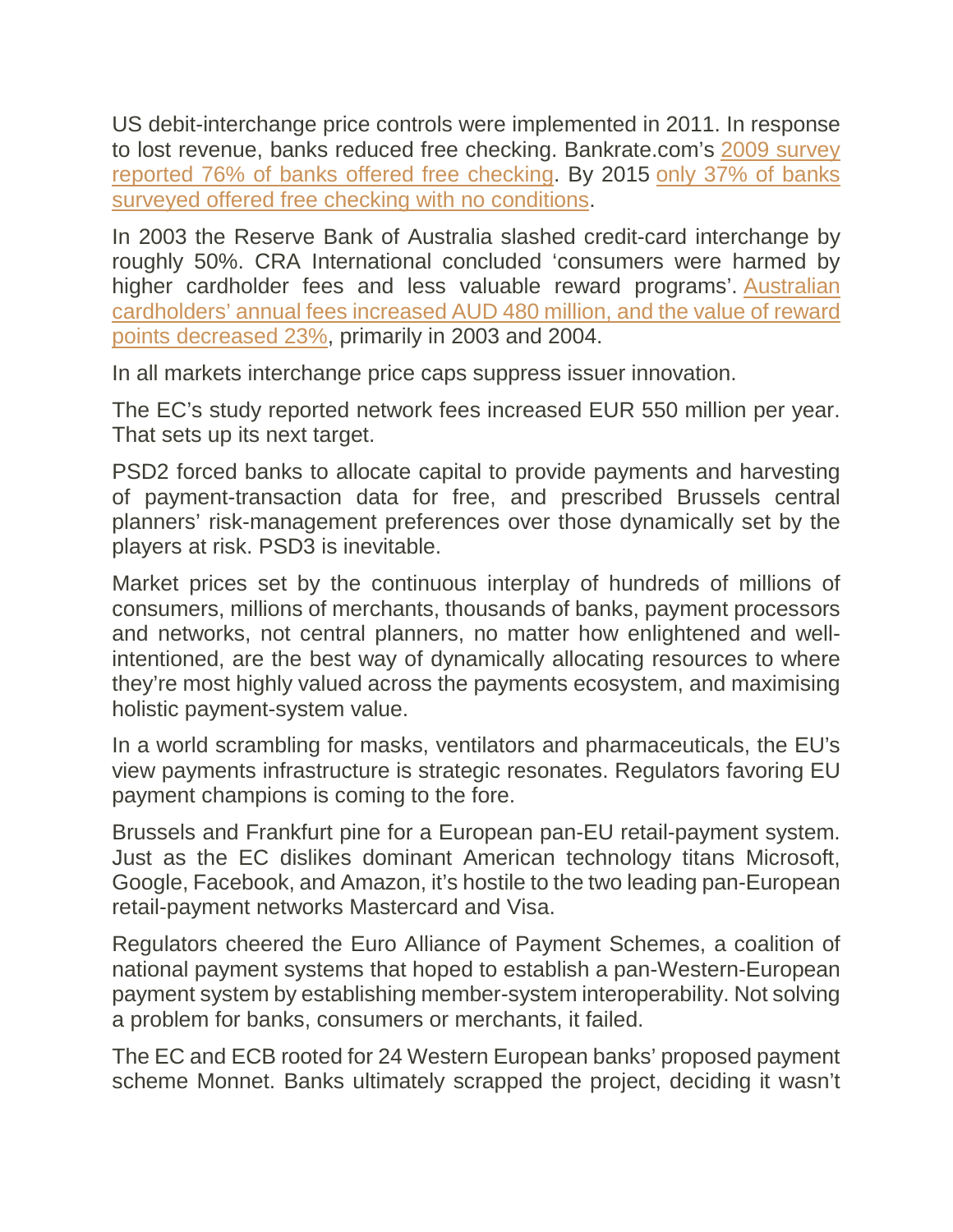US debit-interchange price controls were implemented in 2011. In response to lost revenue, banks reduced free checking. Bankrate.com's 2009 survey reported 76% of banks offered free checking. By 2015 only 37% of banks surveyed offered free checking with no conditions.

In 2003 the Reserve Bank of Australia slashed credit-card interchange by roughly 50%. CRA International concluded 'consumers were harmed by higher cardholder fees and less valuable reward programs'. Australian cardholders' annual fees increased AUD 480 million, and the value of reward points decreased 23%, primarily in 2003 and 2004.

In all markets interchange price caps suppress issuer innovation.

The EC's study reported network fees increased EUR 550 million per year. That sets up its next target.

PSD2 forced banks to allocate capital to provide payments and harvesting of payment-transaction data for free, and prescribed Brussels central planners' risk-management preferences over those dynamically set by the players at risk. PSD3 is inevitable.

Market prices set by the continuous interplay of hundreds of millions of consumers, millions of merchants, thousands of banks, payment processors and networks, not central planners, no matter how enlightened and well-intentioned, are the best way of dynamically allocating resources to where they're most highly valued across the payments ecosystem, and maximising holistic payment-system value.

In a world scrambling for masks, ventilators and pharmaceuticals, the EU's view payments infrastructure is strategic resonates. Regulators favoring EU payment champions is coming to the fore.

Brussels and Frankfurt pine for a European pan-EU retail-payment system. Just as the EC dislikes dominant American technology titans Microsoft, Google, Facebook, and Amazon, it's hostile to the two leading pan-European retail-payment networks Mastercard and Visa.

Regulators cheered the Euro Alliance of Payment Schemes, a coalition of national payment systems that hoped to establish a pan-Western-European payment system by establishing member-system interoperability. Not solving a problem for banks, consumers or merchants, it failed.

The EC and ECB rooted for 24 Western European banks' proposed payment scheme Monnet. Banks ultimately scrapped the project, deciding it wasn't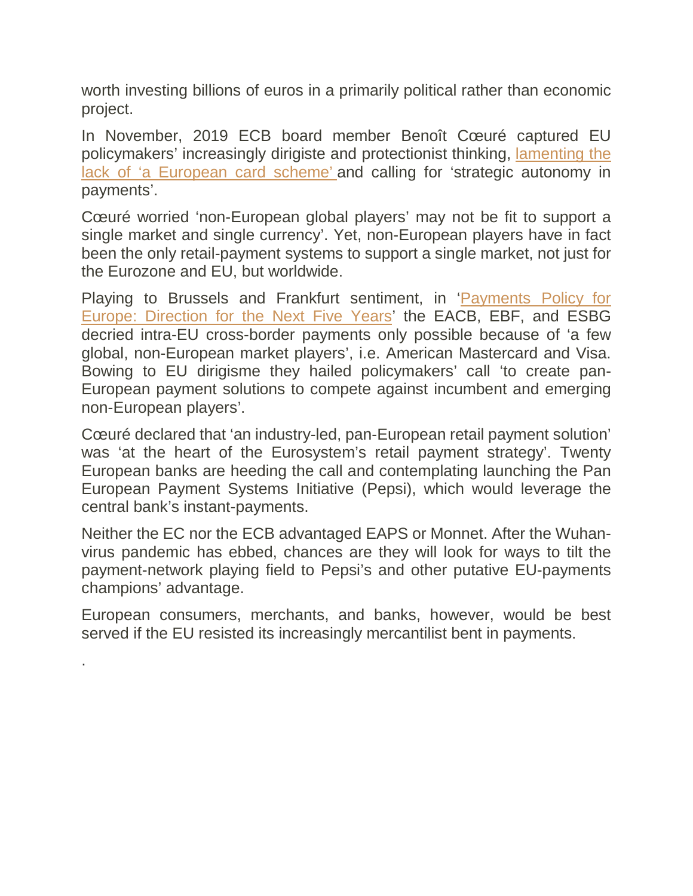worth investing billions of euros in a primarily political rather than economic project.

In November, 2019 ECB board member Benoît Cœuré captured EU policymakers' increasingly dirigiste and protectionist thinking, lamenting the lack of 'a European card scheme' and calling for 'strategic autonomy in payments'.

Cœuré worried 'non-European global players' may not be fit to support a single market and single currency'. Yet, non-European players have in fact been the only retail-payment systems to support a single market, not just for the Eurozone and EU, but worldwide.

Playing to Brussels and Frankfurt sentiment, in 'Payments Policy for Europe: Direction for the Next Five Years' the EACB, EBF, and ESBG decried intra-EU cross-border payments only possible because of 'a few global, non-European market players', i.e. American Mastercard and Visa. Bowing to EU dirigisme they hailed policymakers' call 'to create pan-European payment solutions to compete against incumbent and emerging non-European players'.

Cœuré declared that 'an industry-led, pan-European retail payment solution' was 'at the heart of the Eurosystem's retail payment strategy'. Twenty European banks are heeding the call and contemplating launching the Pan European Payment Systems Initiative (Pepsi), which would leverage the central bank's instant-payments.

Neither the EC nor the ECB advantaged EAPS or Monnet. After the Wuhan-virus pandemic has ebbed, chances are they will look for ways to tilt the payment-network playing field to Pepsi's and other putative EU-payments champions' advantage.

European consumers, merchants, and banks, however, would be best served if the EU resisted its increasingly mercantilist bent in payments.

.